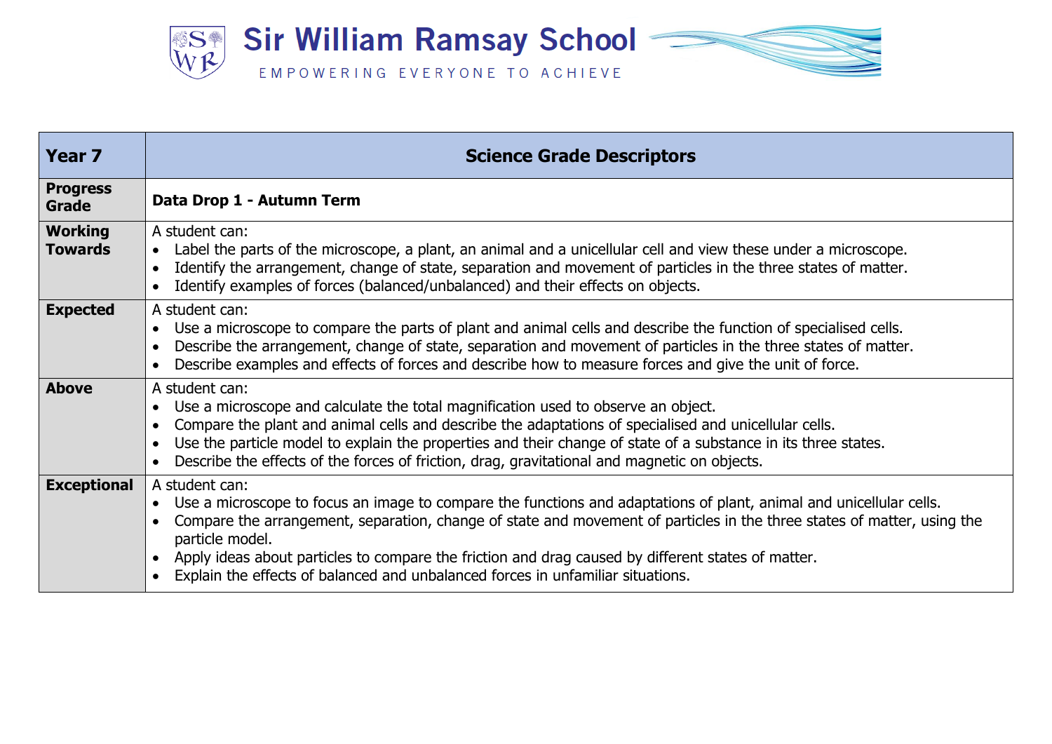# Sir William Ramsay School

EMPOWERING EVERYONE TO ACHIEVE

| **Year 7** | **Science Grade Descriptors** |
|---|---|
| **Progress Grade** | **Data Drop 1 - Autumn Term** |
| **Working Towards** | A student can:<br>• Label the parts of the microscope, a plant, an animal and a unicellular cell and view these under a microscope.<br>• Identify the arrangement, change of state, separation and movement of particles in the three states of matter.<br>• Identify examples of forces (balanced/unbalanced) and their effects on objects. |
| **Expected** | A student can:<br>• Use a microscope to compare the parts of plant and animal cells and describe the function of specialised cells.<br>• Describe the arrangement, change of state, separation and movement of particles in the three states of matter.<br>• Describe examples and effects of forces and describe how to measure forces and give the unit of force. |
| **Above** | A student can:<br>• Use a microscope and calculate the total magnification used to observe an object.<br>• Compare the plant and animal cells and describe the adaptations of specialised and unicellular cells.<br>• Use the particle model to explain the properties and their change of state of a substance in its three states.<br>• Describe the effects of the forces of friction, drag, gravitational and magnetic on objects. |
| **Exceptional** | A student can:<br>• Use a microscope to focus an image to compare the functions and adaptations of plant, animal and unicellular cells.<br>• Compare the arrangement, separation, change of state and movement of particles in the three states of matter, using the particle model.<br>• Apply ideas about particles to compare the friction and drag caused by different states of matter.<br>• Explain the effects of balanced and unbalanced forces in unfamiliar situations. |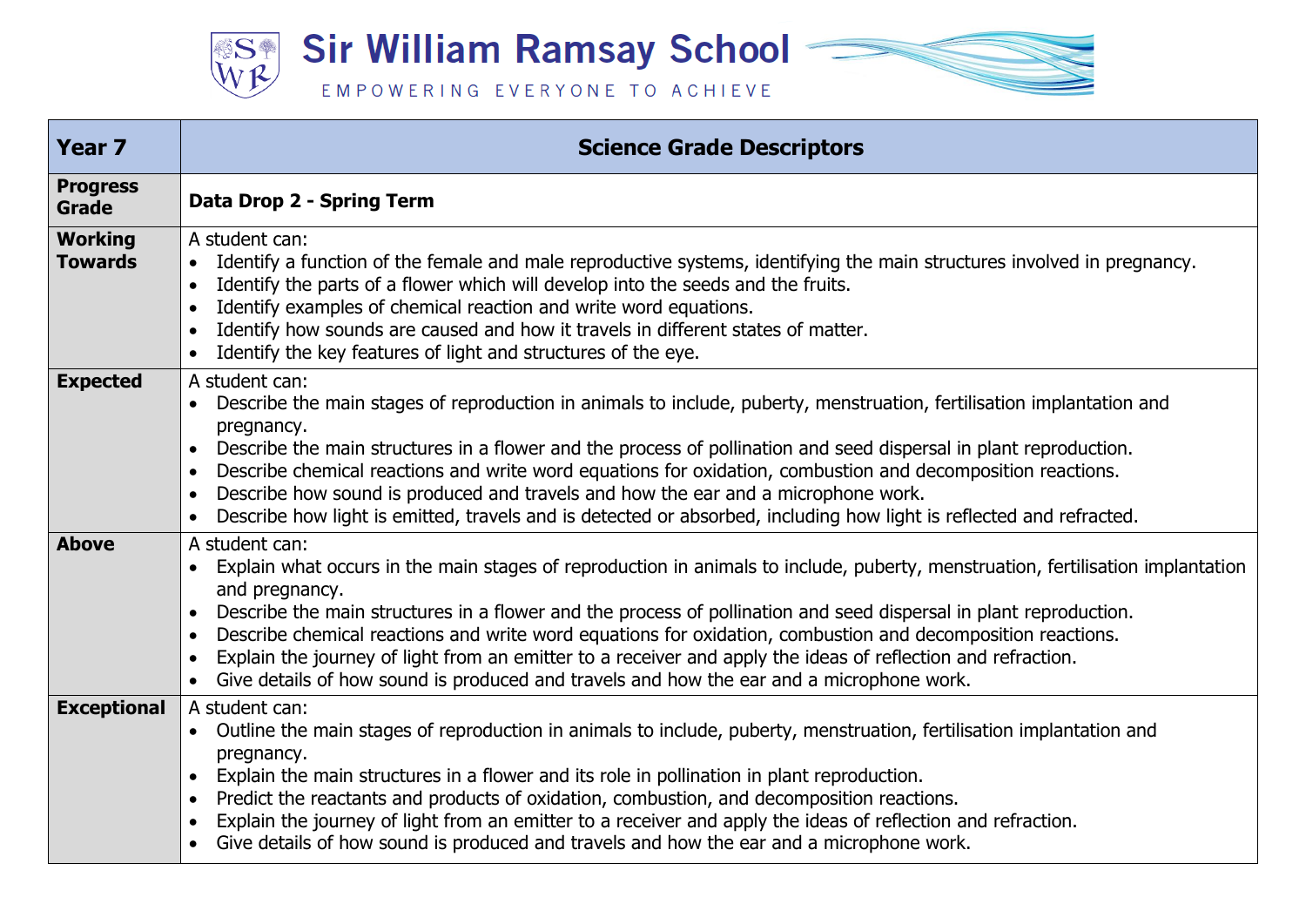# Sir William Ramsay School

EMPOWERING EVERYONE TO ACHIEVE

| Year 7 | Science Grade Descriptors |
|---|---|
| **Progress Grade** | **Data Drop 2 - Spring Term** |
| **Working Towards** | A student can:<br>• Identify a function of the female and male reproductive systems, identifying the main structures involved in pregnancy.<br>• Identify the parts of a flower which will develop into the seeds and the fruits.<br>• Identify examples of chemical reaction and write word equations.<br>• Identify how sounds are caused and how it travels in different states of matter.<br>• Identify the key features of light and structures of the eye. |
| **Expected** | A student can:<br>• Describe the main stages of reproduction in animals to include, puberty, menstruation, fertilisation implantation and pregnancy.<br>• Describe the main structures in a flower and the process of pollination and seed dispersal in plant reproduction.<br>• Describe chemical reactions and write word equations for oxidation, combustion and decomposition reactions.<br>• Describe how sound is produced and travels and how the ear and a microphone work.<br>• Describe how light is emitted, travels and is detected or absorbed, including how light is reflected and refracted. |
| **Above** | A student can:<br>• Explain what occurs in the main stages of reproduction in animals to include, puberty, menstruation, fertilisation implantation and pregnancy.<br>• Describe the main structures in a flower and the process of pollination and seed dispersal in plant reproduction.<br>• Describe chemical reactions and write word equations for oxidation, combustion and decomposition reactions.<br>• Explain the journey of light from an emitter to a receiver and apply the ideas of reflection and refraction.<br>• Give details of how sound is produced and travels and how the ear and a microphone work. |
| **Exceptional** | A student can:<br>• Outline the main stages of reproduction in animals to include, puberty, menstruation, fertilisation implantation and pregnancy.<br>• Explain the main structures in a flower and its role in pollination in plant reproduction.<br>• Predict the reactants and products of oxidation, combustion, and decomposition reactions.<br>• Explain the journey of light from an emitter to a receiver and apply the ideas of reflection and refraction.<br>• Give details of how sound is produced and travels and how the ear and a microphone work. |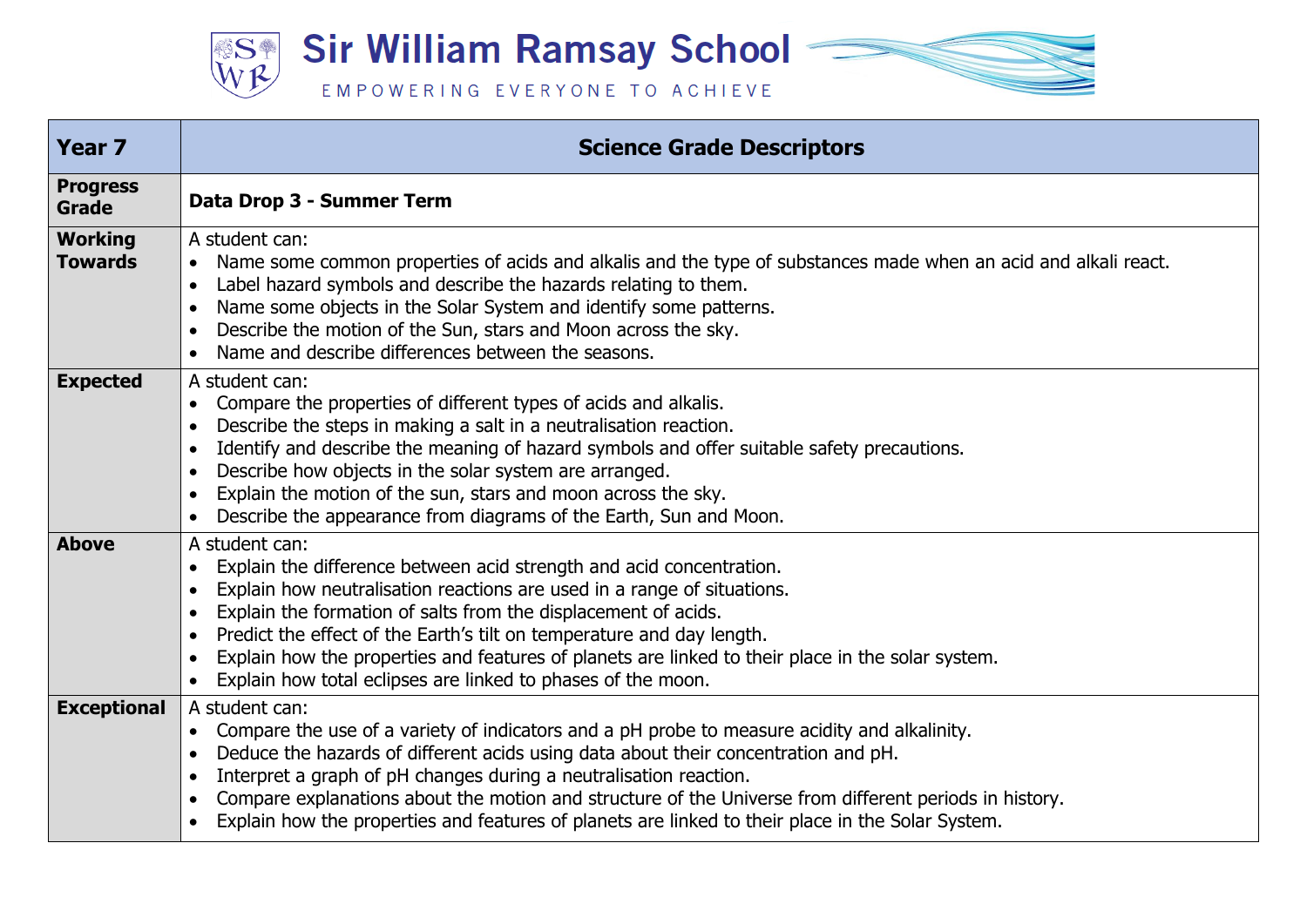# Sir William Ramsay School

EMPOWERING EVERYONE TO ACHIEVE

| Year 7 | Science Grade Descriptors |
|---|---|
| **Progress Grade** | **Data Drop 3 - Summer Term** |
| **Working Towards** | A student can:<br>• Name some common properties of acids and alkalis and the type of substances made when an acid and alkali react.<br>• Label hazard symbols and describe the hazards relating to them.<br>• Name some objects in the Solar System and identify some patterns.<br>• Describe the motion of the Sun, stars and Moon across the sky.<br>• Name and describe differences between the seasons. |
| **Expected** | A student can:<br>• Compare the properties of different types of acids and alkalis.<br>• Describe the steps in making a salt in a neutralisation reaction.<br>• Identify and describe the meaning of hazard symbols and offer suitable safety precautions.<br>• Describe how objects in the solar system are arranged.<br>• Explain the motion of the sun, stars and moon across the sky.<br>• Describe the appearance from diagrams of the Earth, Sun and Moon. |
| **Above** | A student can:<br>• Explain the difference between acid strength and acid concentration.<br>• Explain how neutralisation reactions are used in a range of situations.<br>• Explain the formation of salts from the displacement of acids.<br>• Predict the effect of the Earth's tilt on temperature and day length.<br>• Explain how the properties and features of planets are linked to their place in the solar system.<br>• Explain how total eclipses are linked to phases of the moon. |
| **Exceptional** | A student can:<br>• Compare the use of a variety of indicators and a pH probe to measure acidity and alkalinity.<br>• Deduce the hazards of different acids using data about their concentration and pH.<br>• Interpret a graph of pH changes during a neutralisation reaction.<br>• Compare explanations about the motion and structure of the Universe from different periods in history.<br>• Explain how the properties and features of planets are linked to their place in the Solar System. |